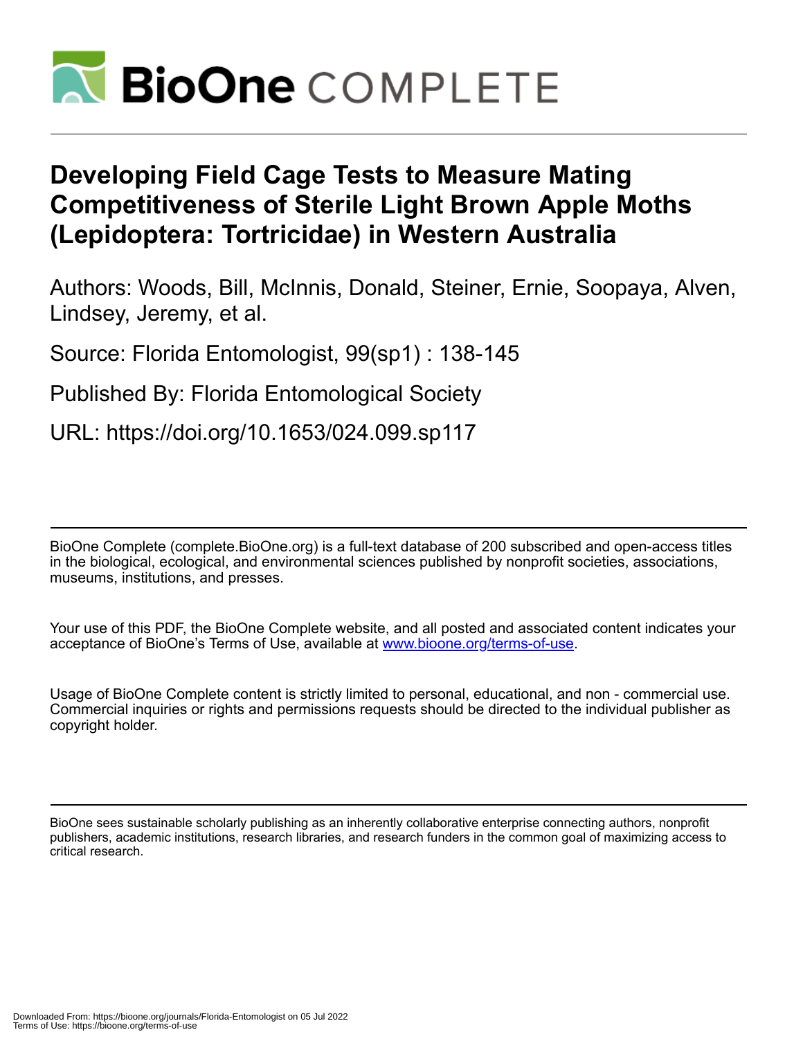# Developing Field Cage Tests to Measure Mating Competitiveness of Sterile Light Brown Apple Moths (Lepidoptera: Tortricidae) in Western Australia

Authors: Woods, Bill, McInnis, Donald, Steiner, Ernie, Soopaya, Alven, Lindsey, Jeremy, et al.

Source: Florida Entomologist, 99(sp1) : 138-145

Published By: Florida Entomological Society

URL: https://doi.org/10.1653/024.099.sp117

---

BioOne Complete (complete.BioOne.org) is a full-text database of 200 subscribed and open-access titles in the biological, ecological, and environmental sciences published by nonprofit societies, associations, museums, institutions, and presses.

Your use of this PDF, the BioOne Complete website, and all posted and associated content indicates your acceptance of BioOne's Terms of Use, available at www.bioone.org/terms-of-use.

Usage of BioOne Complete content is strictly limited to personal, educational, and non - commercial use. Commercial inquiries or rights and permissions requests should be directed to the individual publisher as copyright holder.

---

BioOne sees sustainable scholarly publishing as an inherently collaborative enterprise connecting authors, nonprofit publishers, academic institutions, research libraries, and research funders in the common goal of maximizing access to critical research.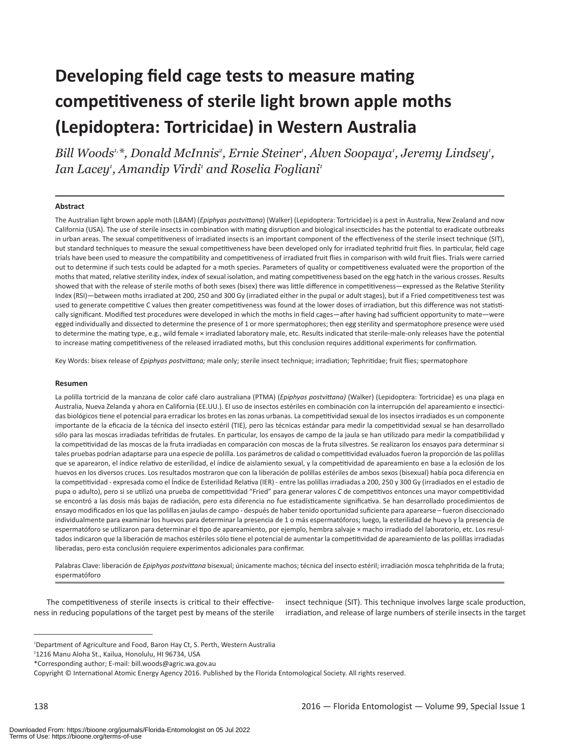# Developing field cage tests to measure mating competitiveness of sterile light brown apple moths (Lepidoptera: Tortricidae) in Western Australia

*Bill Woods[1,*], Donald McInnis[2], Ernie Steiner[1], Alven Soopaya[1], Jeremy Lindsey[1], Ian Lacey[1], Amandip Virdi[1] and Roselia Fogliani[1]*

### Abstract

The Australian light brown apple moth (LBAM) (*Epiphyas postvittana*) (Walker) (Lepidoptera: Tortricidae) is a pest in Australia, New Zealand and now California (USA). The use of sterile insects in combination with mating disruption and biological insecticides has the potential to eradicate outbreaks in urban areas. The sexual competitiveness of irradiated insects is an important component of the effectiveness of the sterile insect technique (SIT), but standard techniques to measure the sexual competitiveness have been developed only for irradiated tephritid fruit flies. In particular, field cage trials have been used to measure the compatibility and competitiveness of irradiated fruit flies in comparison with wild fruit flies. Trials were carried out to determine if such tests could be adapted for a moth species. Parameters of quality or competitiveness evaluated were the proportion of the moths that mated, relative sterility index, index of sexual isolation, and mating competitiveness based on the egg hatch in the various crosses. Results showed that with the release of sterile moths of both sexes (bisex) there was little difference in competitiveness—expressed as the Relative Sterility Index (RSI)—between moths irradiated at 200, 250 and 300 Gy (irradiated either in the pupal or adult stages), but if a Fried competitiveness test was used to generate competitive C values then greater competitiveness was found at the lower doses of irradiation, but this difference was not statistically significant. Modified test procedures were developed in which the moths in field cages—after having had sufficient opportunity to mate—were egged individually and dissected to determine the presence of 1 or more spermatophores; then egg sterility and spermatophore presence were used to determine the mating type, e.g., wild female × irradiated laboratory male, etc. Results indicated that sterile-male-only releases have the potential to increase mating competitiveness of the released irradiated moths, but this conclusion requires additional experiments for confirmation.

Key Words: bisex release of *Epiphyas postvittana;* male only; sterile insect technique; irradiation; Tephritidae; fruit flies; spermatophore

### Resumen

La polilla tortricid de la manzana de color café claro australiana (PTMA) (*Epiphyas postvittana)* (Walker) (Lepidoptera: Tortricidae) es una plaga en Australia, Nueva Zelanda y ahora en California (EE.UU.). El uso de insectos estériles en combinación con la interrupción del apareamiento e insecticidas biológicos tiene el potencial para erradicar los brotes en las zonas urbanas. La competitividad sexual de los insectos irradiados es un componente importante de la eficacia de la técnica del insecto estéril (TIE), pero las técnicas estándar para medir la competitividad sexual se han desarrollado sólo para las moscas irradiadas tefrítidas de frutales. En particular, los ensayos de campo de la jaula se han utilizado para medir la compatibilidad y la competitividad de las moscas de la fruta irradiadas en comparación con moscas de la fruta silvestres. Se realizaron los ensayos para determinar si tales pruebas podrían adaptarse para una especie de polilla. Los parámetros de calidad o competitividad evaluados fueron la proporción de las polillas que se aparearon, el índice relativo de esterilidad, el índice de aislamiento sexual, y la competitividad de apareamiento en base a la eclosión de los huevos en los diversos cruces. Los resultados mostraron que con la liberación de polillas estériles de ambos sexos (bisexual) había poca diferencia en la competitividad - expresada como el Índice de Esterilidad Relativa (IER) - entre las polillas irradiadas a 200, 250 y 300 Gy (irradiados en el estadio de pupa o adulto), pero si se utilizó una prueba de competitividad "Fried" para generar valores *C* de competitivos entonces una mayor competitividad se encontró a las dosis más bajas de radiación, pero esta diferencia no fue estadísticamente significativa. Se han desarrollado procedimientos de ensayo modificados en los que las polillas en jaulas de campo - después de haber tenido oportunidad suficiente para aparearse – fueron diseccionado individualmente para examinar los huevos para determinar la presencia de 1 o más espermatóforos; luego, la esterilidad de huevo y la presencia de espermatóforo se utilizaron para determinar el tipo de apareamiento, por ejemplo, hembra salvaje × macho irradiado del laboratorio, etc. Los resultados indicaron que la liberación de machos estériles sólo tiene el potencial de aumentar la competitividad de apareamiento de las polillas irradiadas liberadas, pero esta conclusión requiere experimentos adicionales para confirmar.

Palabras Clave: liberación de *Epiphyas postvittana* bisexual; únicamente machos; técnica del insecto estéril; irradiación mosca tehphritida de la fruta; espermatóforo

The competitiveness of sterile insects is critical to their effectiveness in reducing populations of the target pest by means of the sterile insect technique (SIT). This technique involves large scale production, irradiation, and release of large numbers of sterile insects in the target

[1]Department of Agriculture and Food, Baron Hay Ct, S. Perth, Western Australia

[2]1216 Manu Aloha St., Kailua, Honolulu, HI 96734, USA

*Corresponding author; E-mail: bill.woods@agric.wa.gov.au

Copyright © International Atomic Energy Agency 2016. Published by the Florida Entomological Society. All rights reserved.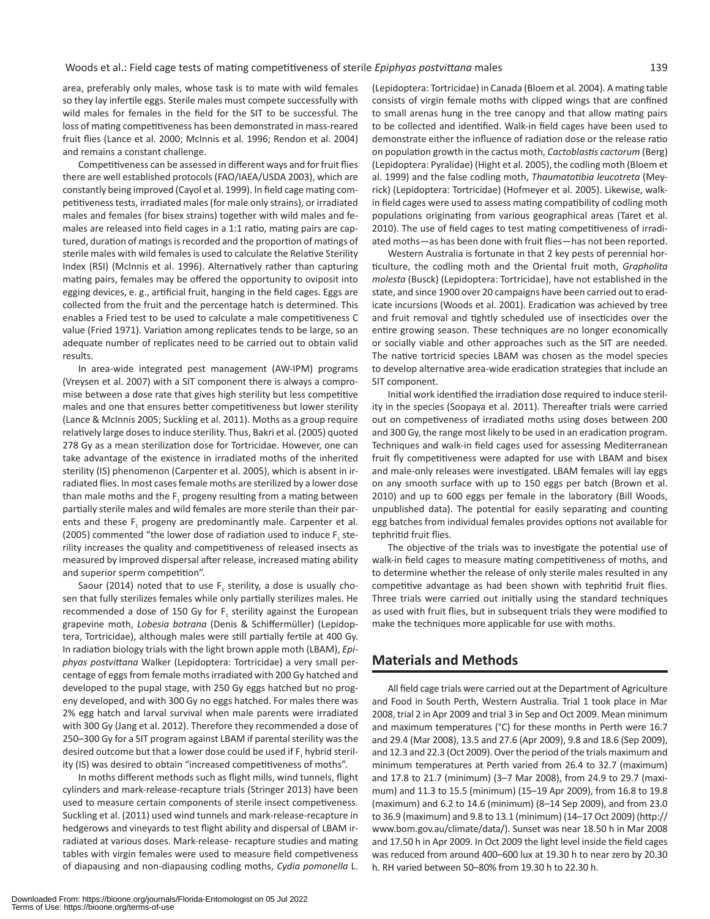area, preferably only males, whose task is to mate with wild females so they lay infertile eggs. Sterile males must compete successfully with wild males for females in the field for the SIT to be successful. The loss of mating competitiveness has been demonstrated in mass-reared fruit flies (Lance et al. 2000; McInnis et al. 1996; Rendon et al. 2004) and remains a constant challenge.

Competitiveness can be assessed in different ways and for fruit flies there are well established protocols (FAO/IAEA/USDA 2003), which are constantly being improved (Cayol et al. 1999). In field cage mating competitiveness tests, irradiated males (for male only strains), or irradiated males and females (for bisex strains) together with wild males and females are released into field cages in a 1:1 ratio, mating pairs are captured, duration of matings is recorded and the proportion of matings of sterile males with wild females is used to calculate the Relative Sterility Index (RSI) (McInnis et al. 1996). Alternatively rather than capturing mating pairs, females may be offered the opportunity to oviposit into egging devices, e. g., artificial fruit, hanging in the field cages. Eggs are collected from the fruit and the percentage hatch is determined. This enables a Fried test to be used to calculate a male competitiveness C value (Fried 1971). Variation among replicates tends to be large, so an adequate number of replicates need to be carried out to obtain valid results.

In area-wide integrated pest management (AW-IPM) programs (Vreysen et al. 2007) with a SIT component there is always a compromise between a dose rate that gives high sterility but less competitive males and one that ensures better competitiveness but lower sterility (Lance & McInnis 2005; Suckling et al. 2011). Moths as a group require relatively large doses to induce sterility. Thus, Bakri et al. (2005) quoted 278 Gy as a mean sterilization dose for Tortricidae. However, one can take advantage of the existence in irradiated moths of the inherited sterility (IS) phenomenon (Carpenter et al. 2005), which is absent in irradiated flies. In most cases female moths are sterilized by a lower dose than male moths and the $F_1$ progeny resulting from a mating between partially sterile males and wild females are more sterile than their parents and these $F_1$ progeny are predominantly male. Carpenter et al. (2005) commented "the lower dose of radiation used to induce $F_1$ sterility increases the quality and competitiveness of released insects as measured by improved dispersal after release, increased mating ability and superior sperm competition".

Saour (2014) noted that to use $F_1$ sterility, a dose is usually chosen that fully sterilizes females while only partially sterilizes males. He recommended a dose of 150 Gy for $F_1$ sterility against the European grapevine moth, *Lobesia botrana* (Denis & Schiffermüller) (Lepidoptera, Tortricidae), although males were still partially fertile at 400 Gy. In radiation biology trials with the light brown apple moth (LBAM), *Epiphyas postvittana* Walker (Lepidoptera: Tortricidae) a very small percentage of eggs from female moths irradiated with 200 Gy hatched and developed to the pupal stage, with 250 Gy eggs hatched but no progeny developed, and with 300 Gy no eggs hatched. For males there was 2% egg hatch and larval survival when male parents were irradiated with 300 Gy (Jang et al. 2012). Therefore they recommended a dose of 250–300 Gy for a SIT program against LBAM if parental sterility was the desired outcome but that a lower dose could be used if $F_1$ hybrid sterility (IS) was desired to obtain "increased competitiveness of moths".

In moths different methods such as flight mills, wind tunnels, flight cylinders and mark-release-recapture trials (Stringer 2013) have been used to measure certain components of sterile insect competiveness. Suckling et al. (2011) used wind tunnels and mark-release-recapture in hedgerows and vineyards to test flight ability and dispersal of LBAM irradiated at various doses. Mark-release- recapture studies and mating tables with virgin females were used to measure field competiveness of diapausing and non-diapausing codling moths, *Cydia pomonella* L. (Lepidoptera: Tortricidae) in Canada (Bloem et al. 2004). A mating table consists of virgin female moths with clipped wings that are confined to small arenas hung in the tree canopy and that allow mating pairs to be collected and identified. Walk-in field cages have been used to demonstrate either the influence of radiation dose or the release ratio on population growth in the cactus moth, *Cactoblastis cactorum* (Berg) (Lepidoptera: Pyralidae) (Hight et al. 2005), the codling moth (Bloem et al. 1999) and the false codling moth, *Thaumatotibia leucotreta* (Meyrick) (Lepidoptera: Tortricidae) (Hofmeyer et al. 2005). Likewise, walk-in field cages were used to assess mating compatibility of codling moth populations originating from various geographical areas (Taret et al. 2010). The use of field cages to test mating competitiveness of irradiated moths—as has been done with fruit flies—has not been reported.

Western Australia is fortunate in that 2 key pests of perennial horticulture, the codling moth and the Oriental fruit moth, *Grapholita molesta* (Busck) (Lepidoptera: Tortricidae), have not established in the state, and since 1900 over 20 campaigns have been carried out to eradicate incursions (Woods et al. 2001). Eradication was achieved by tree and fruit removal and tightly scheduled use of insecticides over the entire growing season. These techniques are no longer economically or socially viable and other approaches such as the SIT are needed. The native tortricid species LBAM was chosen as the model species to develop alternative area-wide eradication strategies that include an SIT component.

Initial work identified the irradiation dose required to induce sterility in the species (Soopaya et al. 2011). Thereafter trials were carried out on competiveness of irradiated moths using doses between 200 and 300 Gy, the range most likely to be used in an eradication program. Techniques and walk-in field cages used for assessing Mediterranean fruit fly competitiveness were adapted for use with LBAM and bisex and male-only releases were investigated. LBAM females will lay eggs on any smooth surface with up to 150 eggs per batch (Brown et al. 2010) and up to 600 eggs per female in the laboratory (Bill Woods, unpublished data). The potential for easily separating and counting egg batches from individual females provides options not available for tephritid fruit flies.

The objective of the trials was to investigate the potential use of walk-in field cages to measure mating competitiveness of moths, and to determine whether the release of only sterile males resulted in any competitive advantage as had been shown with tephritid fruit flies. Three trials were carried out initially using the standard techniques as used with fruit flies, but in subsequent trials they were modified to make the techniques more applicable for use with moths.

## Materials and Methods

All field cage trials were carried out at the Department of Agriculture and Food in South Perth, Western Australia. Trial 1 took place in Mar 2008, trial 2 in Apr 2009 and trial 3 in Sep and Oct 2009. Mean minimum and maximum temperatures (°C) for these months in Perth were 16.7 and 29.4 (Mar 2008), 13.5 and 27.6 (Apr 2009), 9.8 and 18.6 (Sep 2009), and 12.3 and 22.3 (Oct 2009). Over the period of the trials maximum and minimum temperatures at Perth varied from 26.4 to 32.7 (maximum) and 17.8 to 21.7 (minimum) (3–7 Mar 2008), from 24.9 to 29.7 (maximum) and 11.3 to 15.5 (minimum) (15–19 Apr 2009), from 16.8 to 19.8 (maximum) and 6.2 to 14.6 (minimum) (8–14 Sep 2009), and from 23.0 to 36.9 (maximum) and 9.8 to 13.1 (minimum) (14–17 Oct 2009) (http://www.bom.gov.au/climate/data/). Sunset was near 18.50 h in Mar 2008 and 17.50 h in Apr 2009. In Oct 2009 the light level inside the field cages was reduced from around 400–600 lux at 19.30 h to near zero by 20.30 h. RH varied between 50–80% from 19.30 h to 22.30 h.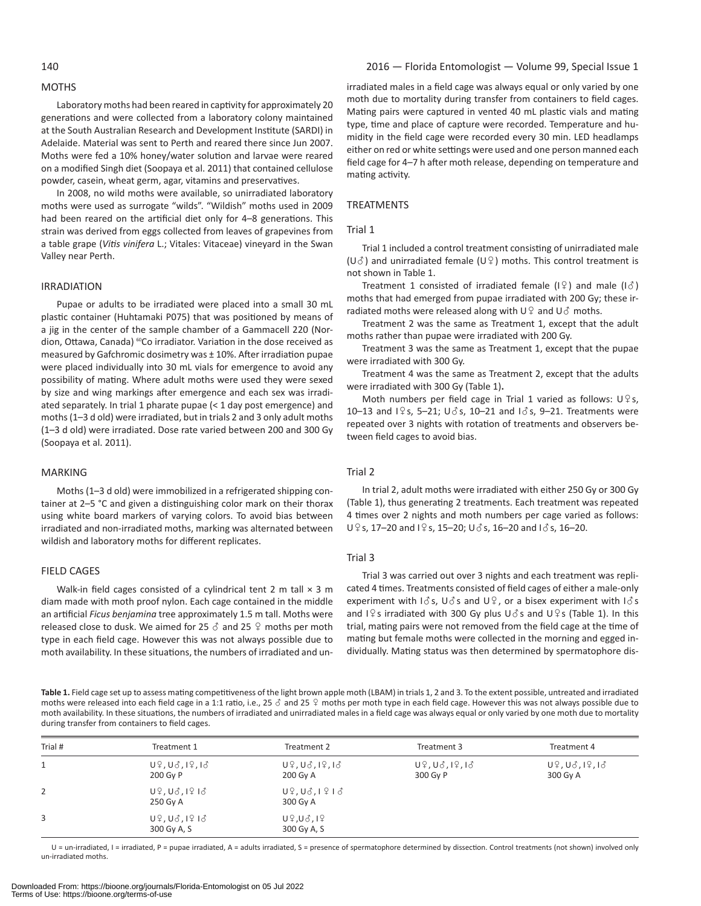## MOTHS

Laboratory moths had been reared in captivity for approximately 20 generations and were collected from a laboratory colony maintained at the South Australian Research and Development Institute (SARDI) in Adelaide. Material was sent to Perth and reared there since Jun 2007. Moths were fed a 10% honey/water solution and larvae were reared on a modified Singh diet (Soopaya et al. 2011) that contained cellulose powder, casein, wheat germ, agar, vitamins and preservatives.

In 2008, no wild moths were available, so unirradiated laboratory moths were used as surrogate "wilds". "Wildish" moths used in 2009 had been reared on the artificial diet only for 4–8 generations. This strain was derived from eggs collected from leaves of grapevines from a table grape (*Vitis vinifera* L.; Vitales: Vitaceae) vineyard in the Swan Valley near Perth.

## IRRADIATION

Pupae or adults to be irradiated were placed into a small 30 mL plastic container (Huhtamaki P075) that was positioned by means of a jig in the center of the sample chamber of a Gammacell 220 (Nordion, Ottawa, Canada) $^{60}$Co irradiator. Variation in the dose received as measured by Gafchromic dosimetry was ± 10%. After irradiation pupae were placed individually into 30 mL vials for emergence to avoid any possibility of mating. Where adult moths were used they were sexed by size and wing markings after emergence and each sex was irradiated separately. In trial 1 pharate pupae (< 1 day post emergence) and moths (1–3 d old) were irradiated, but in trials 2 and 3 only adult moths (1–3 d old) were irradiated. Dose rate varied between 200 and 300 Gy (Soopaya et al. 2011).

## MARKING

Moths (1–3 d old) were immobilized in a refrigerated shipping container at 2–5 °C and given a distinguishing color mark on their thorax using white board markers of varying colors. To avoid bias between irradiated and non-irradiated moths, marking was alternated between wildish and laboratory moths for different replicates.

## FIELD CAGES

Walk-in field cages consisted of a cylindrical tent 2 m tall × 3 m diam made with moth proof nylon. Each cage contained in the middle an artificial *Ficus benjamina* tree approximately 1.5 m tall. Moths were released close to dusk. We aimed for 25 ♂ and 25 ♀ moths per moth type in each field cage. However this was not always possible due to moth availability. In these situations, the numbers of irradiated and unirradiated males in a field cage was always equal or only varied by one moth due to mortality during transfer from containers to field cages. Mating pairs were captured in vented 40 mL plastic vials and mating type, time and place of capture were recorded. Temperature and humidity in the field cage were recorded every 30 min. LED headlamps either on red or white settings were used and one person manned each field cage for 4–7 h after moth release, depending on temperature and mating activity.

## TREATMENTS

### Trial 1

Trial 1 included a control treatment consisting of unirradiated male (U♂) and unirradiated female (U♀) moths. This control treatment is not shown in Table 1.

Treatment 1 consisted of irradiated female (I♀) and male (I♂) moths that had emerged from pupae irradiated with 200 Gy; these irradiated moths were released along with U♀ and U♂ moths.

Treatment 2 was the same as Treatment 1, except that the adult moths rather than pupae were irradiated with 200 Gy.

Treatment 3 was the same as Treatment 1, except that the pupae were irradiated with 300 Gy.

Treatment 4 was the same as Treatment 2, except that the adults were irradiated with 300 Gy (Table 1).

Moth numbers per field cage in Trial 1 varied as follows: U♀s, 10–13 and I♀s, 5–21; U♂s, 10–21 and I♂s, 9–21. Treatments were repeated over 3 nights with rotation of treatments and observers between field cages to avoid bias.

### Trial 2

In trial 2, adult moths were irradiated with either 250 Gy or 300 Gy (Table 1), thus generating 2 treatments. Each treatment was repeated 4 times over 2 nights and moth numbers per cage varied as follows: U♀s, 17–20 and I♀s, 15–20; U♂s, 16–20 and I♂s, 16–20.

### Trial 3

Trial 3 was carried out over 3 nights and each treatment was replicated 4 times. Treatments consisted of field cages of either a male-only experiment with I♂s, U♂s and U♀, or a bisex experiment with I♂s and I♀s irradiated with 300 Gy plus U♂s and U♀s (Table 1). In this trial, mating pairs were not removed from the field cage at the time of mating but female moths were collected in the morning and egged individually. Mating status was then determined by spermatophore dis-

**Table 1.** Field cage set up to assess mating competitiveness of the light brown apple moth (LBAM) in trials 1, 2 and 3. To the extent possible, untreated and irradiated moths were released into each field cage in a 1:1 ratio, i.e., 25 ♂ and 25 ♀ moths per moth type in each field cage. However this was not always possible due to moth availability. In these situations, the numbers of irradiated and unirradiated males in a field cage was always equal or only varied by one moth due to mortality during transfer from containers to field cages.

| Trial # | Treatment 1 | Treatment 2 | Treatment 3 | Treatment 4 |
|---|---|---|---|---|
| 1 | U♀, U♂, I♀, I♂ 200 Gy P | U♀, U♂, I♀, I♂ 200 Gy A | U♀, U♂, I♀, I♂ 300 Gy P | U♀, U♂, I♀, I♂ 300 Gy A |
| 2 | U♀, U♂, I♀ I♂ 250 Gy A | U♀, U♂, I ♀ I ♂ 300 Gy A | | |
| 3 | U♀, U♂, I♀ I♂ 300 Gy A, S | U♀,U♂, I♀ 300 Gy A, S | | |

U = un-irradiated, I = irradiated, P = pupae irradiated, A = adults irradiated, S = presence of spermatophore determined by dissection. Control treatments (not shown) involved only un-irradiated moths.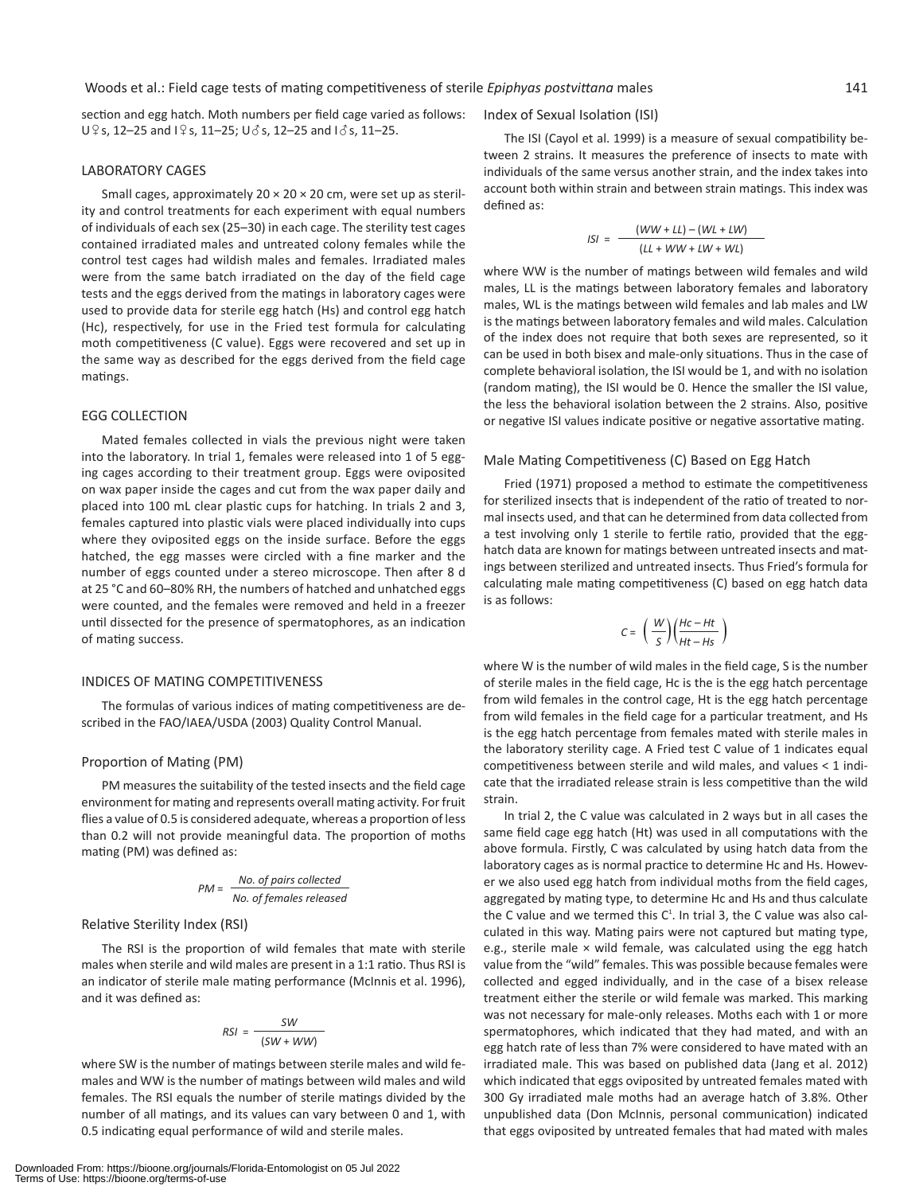section and egg hatch. Moth numbers per field cage varied as follows: U♀s, 12–25 and I♀s, 11–25; U♂s, 12–25 and I♂s, 11–25.

## LABORATORY CAGES

Small cages, approximately 20 × 20 × 20 cm, were set up as sterility and control treatments for each experiment with equal numbers of individuals of each sex (25–30) in each cage. The sterility test cages contained irradiated males and untreated colony females while the control test cages had wildish males and females. Irradiated males were from the same batch irradiated on the day of the field cage tests and the eggs derived from the matings in laboratory cages were used to provide data for sterile egg hatch (Hs) and control egg hatch (Hc), respectively, for use in the Fried test formula for calculating moth competitiveness (C value). Eggs were recovered and set up in the same way as described for the eggs derived from the field cage matings.

## EGG COLLECTION

Mated females collected in vials the previous night were taken into the laboratory. In trial 1, females were released into 1 of 5 egging cages according to their treatment group. Eggs were oviposited on wax paper inside the cages and cut from the wax paper daily and placed into 100 mL clear plastic cups for hatching. In trials 2 and 3, females captured into plastic vials were placed individually into cups where they oviposited eggs on the inside surface. Before the eggs hatched, the egg masses were circled with a fine marker and the number of eggs counted under a stereo microscope. Then after 8 d at 25 °C and 60–80% RH, the numbers of hatched and unhatched eggs were counted, and the females were removed and held in a freezer until dissected for the presence of spermatophores, as an indication of mating success.

## INDICES OF MATING COMPETITIVENESS

The formulas of various indices of mating competitiveness are described in the FAO/IAEA/USDA (2003) Quality Control Manual.

### Proportion of Mating (PM)

PM measures the suitability of the tested insects and the field cage environment for mating and represents overall mating activity. For fruit flies a value of 0.5 is considered adequate, whereas a proportion of less than 0.2 will not provide meaningful data. The proportion of moths mating (PM) was defined as:

$$PM = \frac{\text{No. of pairs collected}}{\text{No. of females released}}$$

### Relative Sterility Index (RSI)

The RSI is the proportion of wild females that mate with sterile males when sterile and wild males are present in a 1:1 ratio. Thus RSI is an indicator of sterile male mating performance (McInnis et al. 1996), and it was defined as:

$$RSI = \frac{SW}{(SW + WW)}$$

where SW is the number of matings between sterile males and wild females and WW is the number of matings between wild males and wild females. The RSI equals the number of sterile matings divided by the number of all matings, and its values can vary between 0 and 1, with 0.5 indicating equal performance of wild and sterile males.

### Index of Sexual Isolation (ISI)

The ISI (Cayol et al. 1999) is a measure of sexual compatibility between 2 strains. It measures the preference of insects to mate with individuals of the same versus another strain, and the index takes into account both within strain and between strain matings. This index was defined as:

$$ISI = \frac{(WW + LL) - (WL + LW)}{(LL + WW + LW + WL)}$$

where WW is the number of matings between wild females and wild males, LL is the matings between laboratory females and laboratory males, WL is the matings between wild females and lab males and LW is the matings between laboratory females and wild males. Calculation of the index does not require that both sexes are represented, so it can be used in both bisex and male-only situations. Thus in the case of complete behavioral isolation, the ISI would be 1, and with no isolation (random mating), the ISI would be 0. Hence the smaller the ISI value, the less the behavioral isolation between the 2 strains. Also, positive or negative ISI values indicate positive or negative assortative mating.

### Male Mating Competitiveness (C) Based on Egg Hatch

Fried (1971) proposed a method to estimate the competitiveness for sterilized insects that is independent of the ratio of treated to normal insects used, and that can he determined from data collected from a test involving only 1 sterile to fertile ratio, provided that the egg-hatch data are known for matings between untreated insects and matings between sterilized and untreated insects. Thus Fried's formula for calculating male mating competitiveness (C) based on egg hatch data is as follows:

$$C = \left(\frac{W}{S}\right)\left(\frac{Hc - Ht}{Ht - Hs}\right)$$

where W is the number of wild males in the field cage, S is the number of sterile males in the field cage, Hc is the is the egg hatch percentage from wild females in the control cage, Ht is the egg hatch percentage from wild females in the field cage for a particular treatment, and Hs is the egg hatch percentage from females mated with sterile males in the laboratory sterility cage. A Fried test C value of 1 indicates equal competitiveness between sterile and wild males, and values < 1 indicate that the irradiated release strain is less competitive than the wild strain.

In trial 2, the C value was calculated in 2 ways but in all cases the same field cage egg hatch (Ht) was used in all computations with the above formula. Firstly, C was calculated by using hatch data from the laboratory cages as is normal practice to determine Hc and Hs. However we also used egg hatch from individual moths from the field cages, aggregated by mating type, to determine Hc and Hs and thus calculate the C value and we termed this $C^1$. In trial 3, the C value was also calculated in this way. Mating pairs were not captured but mating type, e.g., sterile male × wild female, was calculated using the egg hatch value from the "wild" females. This was possible because females were collected and egged individually, and in the case of a bisex release treatment either the sterile or wild female was marked. This marking was not necessary for male-only releases. Moths each with 1 or more spermatophores, which indicated that they had mated, and with an egg hatch rate of less than 7% were considered to have mated with an irradiated male. This was based on published data (Jang et al. 2012) which indicated that eggs oviposited by untreated females mated with 300 Gy irradiated male moths had an average hatch of 3.8%. Other unpublished data (Don McInnis, personal communication) indicated that eggs oviposited by untreated females that had mated with males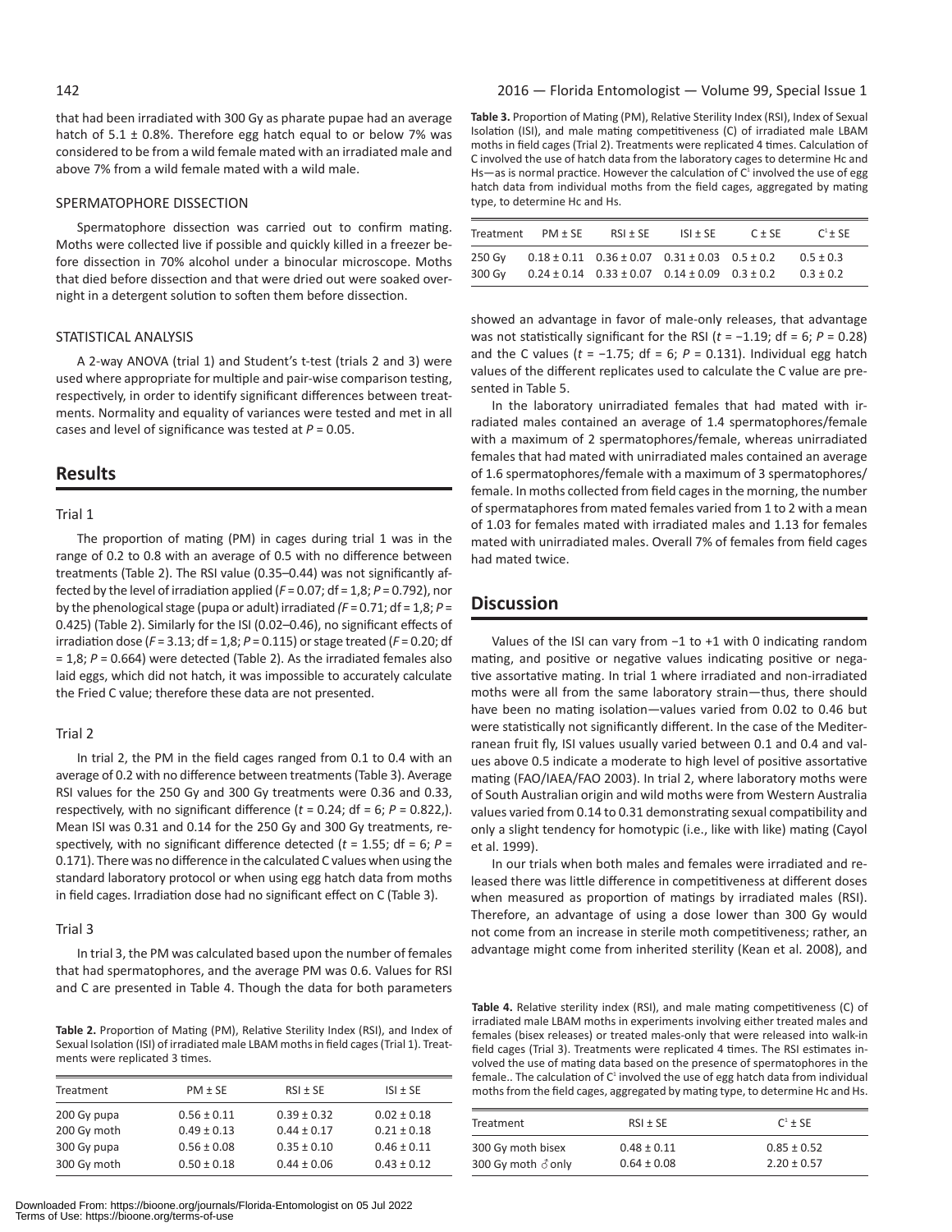that had been irradiated with 300 Gy as pharate pupae had an average hatch of 5.1 ± 0.8%. Therefore egg hatch equal to or below 7% was considered to be from a wild female mated with an irradiated male and above 7% from a wild female mated with a wild male.

### SPERMATOPHORE DISSECTION

Spermatophore dissection was carried out to confirm mating. Moths were collected live if possible and quickly killed in a freezer before dissection in 70% alcohol under a binocular microscope. Moths that died before dissection and that were dried out were soaked overnight in a detergent solution to soften them before dissection.

### STATISTICAL ANALYSIS

A 2-way ANOVA (trial 1) and Student's t-test (trials 2 and 3) were used where appropriate for multiple and pair-wise comparison testing, respectively, in order to identify significant differences between treatments. Normality and equality of variances were tested and met in all cases and level of significance was tested at $P = 0.05$.

## Results

### Trial 1

The proportion of mating (PM) in cages during trial 1 was in the range of 0.2 to 0.8 with an average of 0.5 with no difference between treatments (Table 2). The RSI value (0.35–0.44) was not significantly affected by the level of irradiation applied ($F = 0.07$; df = 1,8; $P = 0.792$), nor by the phenological stage (pupa or adult) irradiated *(*$F = 0.71$; df = 1,8; $P = 0.425$) (Table 2). Similarly for the ISI (0.02–0.46), no significant effects of irradiation dose ($F = 3.13$; df = 1,8; $P = 0.115$) or stage treated ($F = 0.20$; df = 1,8; $P = 0.664$) were detected (Table 2). As the irradiated females also laid eggs, which did not hatch, it was impossible to accurately calculate the Fried C value; therefore these data are not presented.

### Trial 2

In trial 2, the PM in the field cages ranged from 0.1 to 0.4 with an average of 0.2 with no difference between treatments (Table 3). Average RSI values for the 250 Gy and 300 Gy treatments were 0.36 and 0.33, respectively, with no significant difference ($t = 0.24$; df = 6; $P = 0.822$,). Mean ISI was 0.31 and 0.14 for the 250 Gy and 300 Gy treatments, respectively, with no significant difference detected ($t = 1.55$; df = 6; $P = 0.171$). There was no difference in the calculated C values when using the standard laboratory protocol or when using egg hatch data from moths in field cages. Irradiation dose had no significant effect on C (Table 3).

### Trial 3

In trial 3, the PM was calculated based upon the number of females that had spermatophores, and the average PM was 0.6. Values for RSI and C are presented in Table 4. Though the data for both parameters showed an advantage in favor of male-only releases, that advantage was not statistically significant for the RSI ($t = -1.19$; df = 6; $P = 0.28$) and the C values ($t = -1.75$; df = 6; $P = 0.131$). Individual egg hatch values of the different replicates used to calculate the C value are presented in Table 5.

In the laboratory unirradiated females that had mated with irradiated males contained an average of 1.4 spermatophores/female with a maximum of 2 spermatophores/female, whereas unirradiated females that had mated with unirradiated males contained an average of 1.6 spermatophores/female with a maximum of 3 spermatophores/female. In moths collected from field cages in the morning, the number of spermataphores from mated females varied from 1 to 2 with a mean of 1.03 for females mated with irradiated males and 1.13 for females mated with unirradiated males. Overall 7% of females from field cages had mated twice.

**Table 2.** Proportion of Mating (PM), Relative Sterility Index (RSI), and Index of Sexual Isolation (ISI) of irradiated male LBAM moths in field cages (Trial 1). Treatments were replicated 3 times.

| Treatment | PM ± SE | RSI ± SE | ISI ± SE |
|---|---|---|---|
| 200 Gy pupa | 0.56 ± 0.11 | 0.39 ± 0.32 | 0.02 ± 0.18 |
| 200 Gy moth | 0.49 ± 0.13 | 0.44 ± 0.17 | 0.21 ± 0.18 |
| 300 Gy pupa | 0.56 ± 0.08 | 0.35 ± 0.10 | 0.46 ± 0.11 |
| 300 Gy moth | 0.50 ± 0.18 | 0.44 ± 0.06 | 0.43 ± 0.12 |

**Table 3.** Proportion of Mating (PM), Relative Sterility Index (RSI), Index of Sexual Isolation (ISI), and male mating competitiveness (C) of irradiated male LBAM moths in field cages (Trial 2). Treatments were replicated 4 times. Calculation of C involved the use of hatch data from the laboratory cages to determine Hc and Hs—as is normal practice. However the calculation of $C^1$ involved the use of egg hatch data from individual moths from the field cages, aggregated by mating type, to determine Hc and Hs.

| Treatment | PM ± SE | RSI ± SE | ISI ± SE | C ± SE | $C^1$ ± SE |
|---|---|---|---|---|---|
| 250 Gy | 0.18 ± 0.11 | 0.36 ± 0.07 | 0.31 ± 0.03 | 0.5 ± 0.2 | 0.5 ± 0.3 |
| 300 Gy | 0.24 ± 0.14 | 0.33 ± 0.07 | 0.14 ± 0.09 | 0.3 ± 0.2 | 0.3 ± 0.2 |

## Discussion

Values of the ISI can vary from −1 to +1 with 0 indicating random mating, and positive or negative values indicating positive or negative assortative mating. In trial 1 where irradiated and non-irradiated moths were all from the same laboratory strain—thus, there should have been no mating isolation—values varied from 0.02 to 0.46 but were statistically not significantly different. In the case of the Mediterranean fruit fly, ISI values usually varied between 0.1 and 0.4 and values above 0.5 indicate a moderate to high level of positive assortative mating (FAO/IAEA/FAO 2003). In trial 2, where laboratory moths were of South Australian origin and wild moths were from Western Australia values varied from 0.14 to 0.31 demonstrating sexual compatibility and only a slight tendency for homotypic (i.e., like with like) mating (Cayol et al. 1999).

In our trials when both males and females were irradiated and released there was little difference in competitiveness at different doses when measured as proportion of matings by irradiated males (RSI). Therefore, an advantage of using a dose lower than 300 Gy would not come from an increase in sterile moth competitiveness; rather, an advantage might come from inherited sterility (Kean et al. 2008), and

**Table 4.** Relative sterility index (RSI), and male mating competitiveness (C) of irradiated male LBAM moths in experiments involving either treated males and females (bisex releases) or treated males-only that were released into walk-in field cages (Trial 3). Treatments were replicated 4 times. The RSI estimates involved the use of mating data based on the presence of spermatophores in the female.. The calculation of $C^1$ involved the use of egg hatch data from individual moths from the field cages, aggregated by mating type, to determine Hc and Hs.

| Treatment | RSI ± SE | $C^1$ ± SE |
|---|---|---|
| 300 Gy moth bisex | 0.48 ± 0.11 | 0.85 ± 0.52 |
| 300 Gy moth ♂only | 0.64 ± 0.08 | 2.20 ± 0.57 |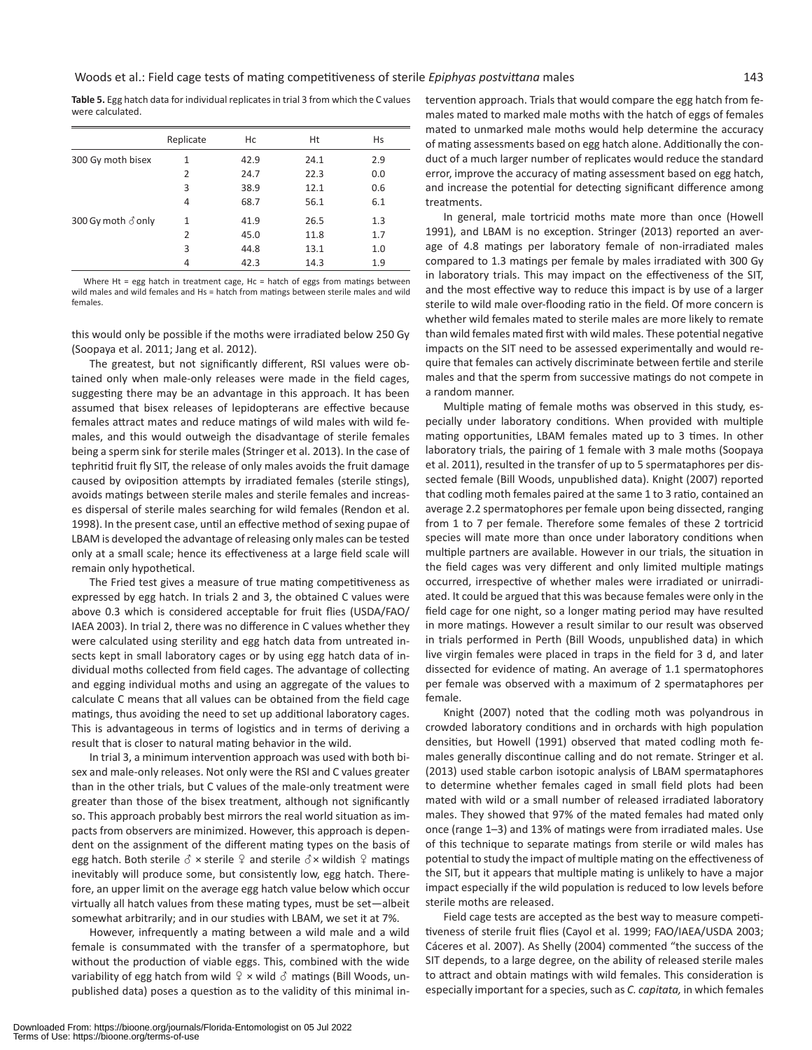**Table 5.** Egg hatch data for individual replicates in trial 3 from which the C values were calculated.

| | Replicate | Hc | Ht | Hs |
|---|---|---|---|---|
| 300 Gy moth bisex | 1 | 42.9 | 24.1 | 2.9 |
| | 2 | 24.7 | 22.3 | 0.0 |
| | 3 | 38.9 | 12.1 | 0.6 |
| | 4 | 68.7 | 56.1 | 6.1 |
| 300 Gy moth ♂ only | 1 | 41.9 | 26.5 | 1.3 |
| | 2 | 45.0 | 11.8 | 1.7 |
| | 3 | 44.8 | 13.1 | 1.0 |
| | 4 | 42.3 | 14.3 | 1.9 |

Where Ht = egg hatch in treatment cage, Hc = hatch of eggs from matings between wild males and wild females and Hs = hatch from matings between sterile males and wild females.

this would only be possible if the moths were irradiated below 250 Gy (Soopaya et al. 2011; Jang et al. 2012).

The greatest, but not significantly different, RSI values were obtained only when male-only releases were made in the field cages, suggesting there may be an advantage in this approach. It has been assumed that bisex releases of lepidopterans are effective because females attract mates and reduce matings of wild males with wild females, and this would outweigh the disadvantage of sterile females being a sperm sink for sterile males (Stringer et al. 2013). In the case of tephritid fruit fly SIT, the release of only males avoids the fruit damage caused by oviposition attempts by irradiated females (sterile stings), avoids matings between sterile males and sterile females and increases dispersal of sterile males searching for wild females (Rendon et al. 1998). In the present case, until an effective method of sexing pupae of LBAM is developed the advantage of releasing only males can be tested only at a small scale; hence its effectiveness at a large field scale will remain only hypothetical.

The Fried test gives a measure of true mating competitiveness as expressed by egg hatch. In trials 2 and 3, the obtained C values were above 0.3 which is considered acceptable for fruit flies (USDA/FAO/IAEA 2003). In trial 2, there was no difference in C values whether they were calculated using sterility and egg hatch data from untreated insects kept in small laboratory cages or by using egg hatch data of individual moths collected from field cages. The advantage of collecting and egging individual moths and using an aggregate of the values to calculate C means that all values can be obtained from the field cage matings, thus avoiding the need to set up additional laboratory cages. This is advantageous in terms of logistics and in terms of deriving a result that is closer to natural mating behavior in the wild.

In trial 3, a minimum intervention approach was used with both bisex and male-only releases. Not only were the RSI and C values greater than in the other trials, but C values of the male-only treatment were greater than those of the bisex treatment, although not significantly so. This approach probably best mirrors the real world situation as impacts from observers are minimized. However, this approach is dependent on the assignment of the different mating types on the basis of egg hatch. Both sterile ♂ × sterile ♀ and sterile ♂× wildish ♀ matings inevitably will produce some, but consistently low, egg hatch. Therefore, an upper limit on the average egg hatch value below which occur virtually all hatch values from these mating types, must be set—albeit somewhat arbitrarily; and in our studies with LBAM, we set it at 7%.

However, infrequently a mating between a wild male and a wild female is consummated with the transfer of a spermatophore, but without the production of viable eggs. This, combined with the wide variability of egg hatch from wild ♀ × wild ♂ matings (Bill Woods, unpublished data) poses a question as to the validity of this minimal intervention approach. Trials that would compare the egg hatch from females mated to marked male moths with the hatch of eggs of females mated to unmarked male moths would help determine the accuracy of mating assessments based on egg hatch alone. Additionally the conduct of a much larger number of replicates would reduce the standard error, improve the accuracy of mating assessment based on egg hatch, and increase the potential for detecting significant difference among treatments.

In general, male tortricid moths mate more than once (Howell 1991), and LBAM is no exception. Stringer (2013) reported an average of 4.8 matings per laboratory female of non-irradiated males compared to 1.3 matings per female by males irradiated with 300 Gy in laboratory trials. This may impact on the effectiveness of the SIT, and the most effective way to reduce this impact is by use of a larger sterile to wild male over-flooding ratio in the field. Of more concern is whether wild females mated to sterile males are more likely to remate than wild females mated first with wild males. These potential negative impacts on the SIT need to be assessed experimentally and would require that females can actively discriminate between fertile and sterile males and that the sperm from successive matings do not compete in a random manner.

Multiple mating of female moths was observed in this study, especially under laboratory conditions. When provided with multiple mating opportunities, LBAM females mated up to 3 times. In other laboratory trials, the pairing of 1 female with 3 male moths (Soopaya et al. 2011), resulted in the transfer of up to 5 spermataphores per dissected female (Bill Woods, unpublished data). Knight (2007) reported that codling moth females paired at the same 1 to 3 ratio, contained an average 2.2 spermatophores per female upon being dissected, ranging from 1 to 7 per female. Therefore some females of these 2 tortricid species will mate more than once under laboratory conditions when multiple partners are available. However in our trials, the situation in the field cages was very different and only limited multiple matings occurred, irrespective of whether males were irradiated or unirradiated. It could be argued that this was because females were only in the field cage for one night, so a longer mating period may have resulted in more matings. However a result similar to our result was observed in trials performed in Perth (Bill Woods, unpublished data) in which live virgin females were placed in traps in the field for 3 d, and later dissected for evidence of mating. An average of 1.1 spermatophores per female was observed with a maximum of 2 spermatophores per female.

Knight (2007) noted that the codling moth was polyandrous in crowded laboratory conditions and in orchards with high population densities, but Howell (1991) observed that mated codling moth females generally discontinue calling and do not remate. Stringer et al. (2013) used stable carbon isotopic analysis of LBAM spermataphores to determine whether females caged in small field plots had been mated with wild or a small number of released irradiated laboratory males. They showed that 97% of the mated females had mated only once (range 1–3) and 13% of matings were from irradiated males. Use of this technique to separate matings from sterile or wild males has potential to study the impact of multiple mating on the effectiveness of the SIT, but it appears that multiple mating is unlikely to have a major impact especially if the wild population is reduced to low levels before sterile moths are released.

Field cage tests are accepted as the best way to measure competitiveness of sterile fruit flies (Cayol et al. 1999; FAO/IAEA/USDA 2003; Cáceres et al. 2007). As Shelly (2004) commented "the success of the SIT depends, to a large degree, on the ability of released sterile males to attract and obtain matings with wild females. This consideration is especially important for a species, such as *C. capitata,* in which females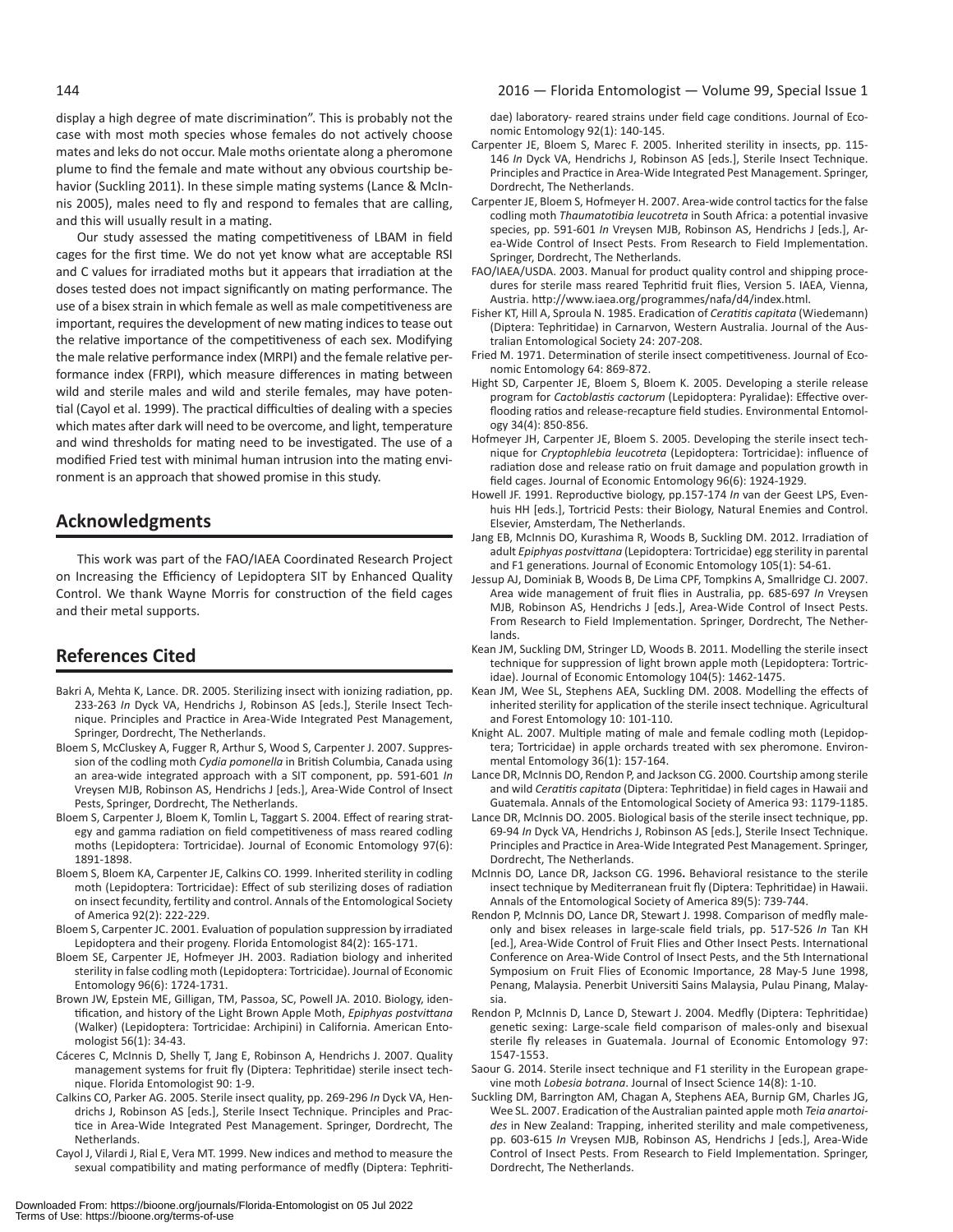display a high degree of mate discrimination". This is probably not the case with most moth species whose females do not actively choose mates and leks do not occur. Male moths orientate along a pheromone plume to find the female and mate without any obvious courtship behavior (Suckling 2011). In these simple mating systems (Lance & McInnis 2005), males need to fly and respond to females that are calling, and this will usually result in a mating.

Our study assessed the mating competitiveness of LBAM in field cages for the first time. We do not yet know what are acceptable RSI and C values for irradiated moths but it appears that irradiation at the doses tested does not impact significantly on mating performance. The use of a bisex strain in which female as well as male competitiveness are important, requires the development of new mating indices to tease out the relative importance of the competitiveness of each sex. Modifying the male relative performance index (MRPI) and the female relative performance index (FRPI), which measure differences in mating between wild and sterile males and wild and sterile females, may have potential (Cayol et al. 1999). The practical difficulties of dealing with a species which mates after dark will need to be overcome, and light, temperature and wind thresholds for mating need to be investigated. The use of a modified Fried test with minimal human intrusion into the mating environment is an approach that showed promise in this study.

## Acknowledgments

This work was part of the FAO/IAEA Coordinated Research Project on Increasing the Efficiency of Lepidoptera SIT by Enhanced Quality Control. We thank Wayne Morris for construction of the field cages and their metal supports.

## References Cited

Bakri A, Mehta K, Lance. DR. 2005. Sterilizing insect with ionizing radiation, pp. 233-263 *In* Dyck VA, Hendrichs J, Robinson AS [eds.], Sterile Insect Technique. Principles and Practice in Area-Wide Integrated Pest Management, Springer, Dordrecht, The Netherlands.

Bloem S, McCluskey A, Fugger R, Arthur S, Wood S, Carpenter J. 2007. Suppression of the codling moth *Cydia pomonella* in British Columbia, Canada using an area-wide integrated approach with a SIT component, pp. 591-601 *In* Vreysen MJB, Robinson AS, Hendrichs J [eds.], Area-Wide Control of Insect Pests, Springer, Dordrecht, The Netherlands.

Bloem S, Carpenter J, Bloem K, Tomlin L, Taggart S. 2004. Effect of rearing strategy and gamma radiation on field competitiveness of mass reared codling moths (Lepidoptera: Tortricidae). Journal of Economic Entomology 97(6): 1891-1898.

Bloem S, Bloem KA, Carpenter JE, Calkins CO. 1999. Inherited sterility in codling moth (Lepidoptera: Tortricidae): Effect of sub sterilizing doses of radiation on insect fecundity, fertility and control. Annals of the Entomological Society of America 92(2): 222-229.

Bloem S, Carpenter JC. 2001. Evaluation of population suppression by irradiated Lepidoptera and their progeny. Florida Entomologist 84(2): 165-171.

Bloem SE, Carpenter JE, Hofmeyer JH. 2003. Radiation biology and inherited sterility in false codling moth (Lepidoptera: Tortricidae). Journal of Economic Entomology 96(6): 1724-1731.

Brown JW, Epstein ME, Gilligan, TM, Passoa, SC, Powell JA. 2010. Biology, identification, and history of the Light Brown Apple Moth, *Epiphyas postvittana* (Walker) (Lepidoptera: Tortricidae: Archipini) in California. American Entomologist 56(1): 34-43.

Cáceres C, McInnis D, Shelly T, Jang E, Robinson A, Hendrichs J. 2007. Quality management systems for fruit fly (Diptera: Tephritidae) sterile insect technique. Florida Entomologist 90: 1-9.

Calkins CO, Parker AG. 2005. Sterile insect quality, pp. 269-296 *In* Dyck VA, Hendrichs J, Robinson AS [eds.], Sterile Insect Technique. Principles and Practice in Area-Wide Integrated Pest Management. Springer, Dordrecht, The Netherlands.

Cayol J, Vilardi J, Rial E, Vera MT. 1999. New indices and method to measure the sexual compatibility and mating performance of medfly (Diptera: Tephritidae) laboratory- reared strains under field cage conditions. Journal of Economic Entomology 92(1): 140-145.

Carpenter JE, Bloem S, Marec F. 2005. Inherited sterility in insects, pp. 115-146 *In* Dyck VA, Hendrichs J, Robinson AS [eds.], Sterile Insect Technique. Principles and Practice in Area-Wide Integrated Pest Management. Springer, Dordrecht, The Netherlands.

Carpenter JE, Bloem S, Hofmeyer H. 2007. Area-wide control tactics for the false codling moth *Thaumatotibia leucotreta* in South Africa: a potential invasive species, pp. 591-601 *In* Vreysen MJB, Robinson AS, Hendrichs J [eds.], Area-Wide Control of Insect Pests. From Research to Field Implementation. Springer, Dordrecht, The Netherlands.

FAO/IAEA/USDA. 2003. Manual for product quality control and shipping procedures for sterile mass reared Tephritid fruit flies, Version 5. IAEA, Vienna, Austria. http://www.iaea.org/programmes/nafa/d4/index.html.

Fisher KT, Hill A, Sproula N. 1985. Eradication of *Ceratitis capitata* (Wiedemann) (Diptera: Tephritidae) in Carnarvon, Western Australia. Journal of the Australian Entomological Society 24: 207-208.

Fried M. 1971. Determination of sterile insect competitiveness. Journal of Economic Entomology 64: 869-872.

Hight SD, Carpenter JE, Bloem S, Bloem K. 2005. Developing a sterile release program for *Cactoblastis cactorum* (Lepidoptera: Pyralidae): Effective overflooding ratios and release-recapture field studies. Environmental Entomology 34(4): 850-856.

Hofmeyer JH, Carpenter JE, Bloem S. 2005. Developing the sterile insect technique for *Cryptophlebia leucotreta* (Lepidoptera: Tortricidae): influence of radiation dose and release ratio on fruit damage and population growth in field cages. Journal of Economic Entomology 96(6): 1924-1929.

Howell JF. 1991. Reproductive biology, pp.157-174 *In* van der Geest LPS, Evenhuis HH [eds.], Tortricid Pests: their Biology, Natural Enemies and Control. Elsevier, Amsterdam, The Netherlands.

Jang EB, McInnis DO, Kurashima R, Woods B, Suckling DM. 2012. Irradiation of adult *Epiphyas postvittana* (Lepidoptera: Tortricidae) egg sterility in parental and F1 generations. Journal of Economic Entomology 105(1): 54-61.

Jessup AJ, Dominiak B, Woods B, De Lima CPF, Tompkins A, Smallridge CJ. 2007. Area wide management of fruit flies in Australia, pp. 685-697 *In* Vreysen MJB, Robinson AS, Hendrichs J [eds.], Area-Wide Control of Insect Pests. From Research to Field Implementation. Springer, Dordrecht, The Netherlands.

Kean JM, Suckling DM, Stringer LD, Woods B. 2011. Modelling the sterile insect technique for suppression of light brown apple moth (Lepidoptera: Tortricidae). Journal of Economic Entomology 104(5): 1462-1475.

Kean JM, Wee SL, Stephens AEA, Suckling DM. 2008. Modelling the effects of inherited sterility for application of the sterile insect technique. Agricultural and Forest Entomology 10: 101-110.

Knight AL. 2007. Multiple mating of male and female codling moth (Lepidoptera; Tortricidae) in apple orchards treated with sex pheromone. Environmental Entomology 36(1): 157-164.

Lance DR, McInnis DO, Rendon P, and Jackson CG. 2000. Courtship among sterile and wild *Ceratitis capitata* (Diptera: Tephritidae) in field cages in Hawaii and Guatemala. Annals of the Entomological Society of America 93: 1179-1185.

Lance DR, McInnis DO. 2005. Biological basis of the sterile insect technique, pp. 69-94 *In* Dyck VA, Hendrichs J, Robinson AS [eds.], Sterile Insect Technique. Principles and Practice in Area-Wide Integrated Pest Management. Springer, Dordrecht, The Netherlands.

McInnis DO, Lance DR, Jackson CG. 1996**.** Behavioral resistance to the sterile insect technique by Mediterranean fruit fly (Diptera: Tephritidae) in Hawaii. Annals of the Entomological Society of America 89(5): 739-744.

Rendon P, McInnis DO, Lance DR, Stewart J. 1998. Comparison of medfly male-only and bisex releases in large-scale field trials, pp. 517-526 *In* Tan KH [ed.], Area-Wide Control of Fruit Flies and Other Insect Pests. International Conference on Area-Wide Control of Insect Pests, and the 5th International Symposium on Fruit Flies of Economic Importance, 28 May-5 June 1998, Penang, Malaysia. Penerbit Universiti Sains Malaysia, Pulau Pinang, Malaysia.

Rendon P, McInnis D, Lance D, Stewart J. 2004. Medfly (Diptera: Tephritidae) genetic sexing: Large-scale field comparison of males-only and bisexual sterile fly releases in Guatemala. Journal of Economic Entomology 97: 1547-1553.

Saour G. 2014. Sterile insect technique and F1 sterility in the European grapevine moth *Lobesia botrana*. Journal of Insect Science 14(8): 1-10.

Suckling DM, Barrington AM, Chagan A, Stephens AEA, Burnip GM, Charles JG, Wee SL. 2007. Eradication of the Australian painted apple moth *Teia anartoides* in New Zealand: Trapping, inherited sterility and male competiveness, pp. 603-615 *In* Vreysen MJB, Robinson AS, Hendrichs J [eds.], Area-Wide Control of Insect Pests. From Research to Field Implementation. Springer, Dordrecht, The Netherlands.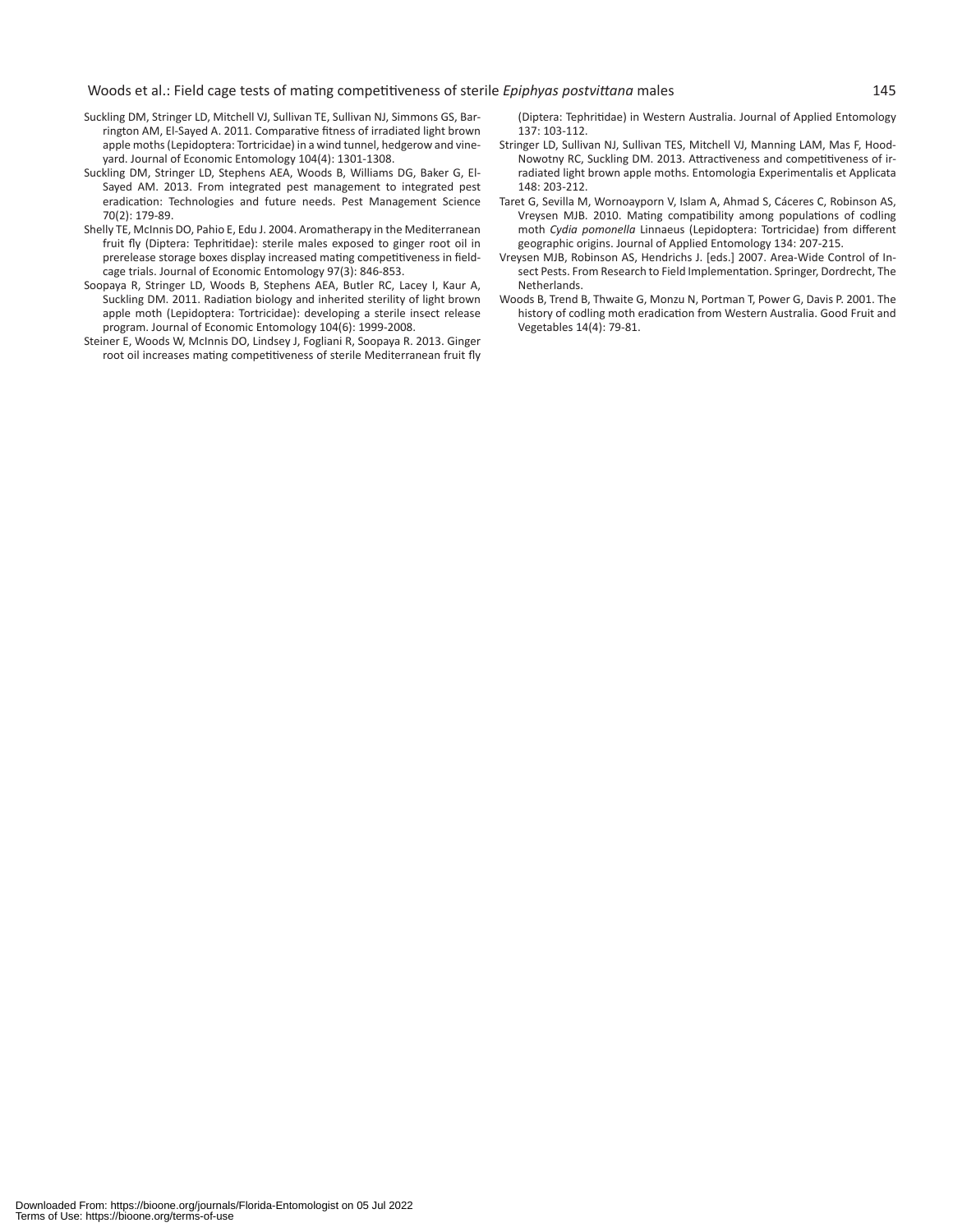Suckling DM, Stringer LD, Mitchell VJ, Sullivan TE, Sullivan NJ, Simmons GS, Barrington AM, El-Sayed A. 2011. Comparative fitness of irradiated light brown apple moths (Lepidoptera: Tortricidae) in a wind tunnel, hedgerow and vineyard. Journal of Economic Entomology 104(4): 1301-1308.

Suckling DM, Stringer LD, Stephens AEA, Woods B, Williams DG, Baker G, El-Sayed AM. 2013. From integrated pest management to integrated pest eradication: Technologies and future needs. Pest Management Science 70(2): 179-89.

Shelly TE, McInnis DO, Pahio E, Edu J. 2004. Aromatherapy in the Mediterranean fruit fly (Diptera: Tephritidae): sterile males exposed to ginger root oil in prerelease storage boxes display increased mating competitiveness in field-cage trials. Journal of Economic Entomology 97(3): 846-853.

Soopaya R, Stringer LD, Woods B, Stephens AEA, Butler RC, Lacey I, Kaur A, Suckling DM. 2011. Radiation biology and inherited sterility of light brown apple moth (Lepidoptera: Tortricidae): developing a sterile insect release program. Journal of Economic Entomology 104(6): 1999-2008.

Steiner E, Woods W, McInnis DO, Lindsey J, Fogliani R, Soopaya R. 2013. Ginger root oil increases mating competitiveness of sterile Mediterranean fruit fly (Diptera: Tephritidae) in Western Australia. Journal of Applied Entomology 137: 103-112.

Stringer LD, Sullivan NJ, Sullivan TES, Mitchell VJ, Manning LAM, Mas F, Hood-Nowotny RC, Suckling DM. 2013. Attractiveness and competitiveness of irradiated light brown apple moths. Entomologia Experimentalis et Applicata 148: 203-212.

Taret G, Sevilla M, Wornoayporn V, Islam A, Ahmad S, Cáceres C, Robinson AS, Vreysen MJB. 2010. Mating compatibility among populations of codling moth *Cydia pomonella* Linnaeus (Lepidoptera: Tortricidae) from different geographic origins. Journal of Applied Entomology 134: 207-215.

Vreysen MJB, Robinson AS, Hendrichs J. [eds.] 2007. Area-Wide Control of Insect Pests. From Research to Field Implementation. Springer, Dordrecht, The Netherlands.

Woods B, Trend B, Thwaite G, Monzu N, Portman T, Power G, Davis P. 2001. The history of codling moth eradication from Western Australia. Good Fruit and Vegetables 14(4): 79-81.